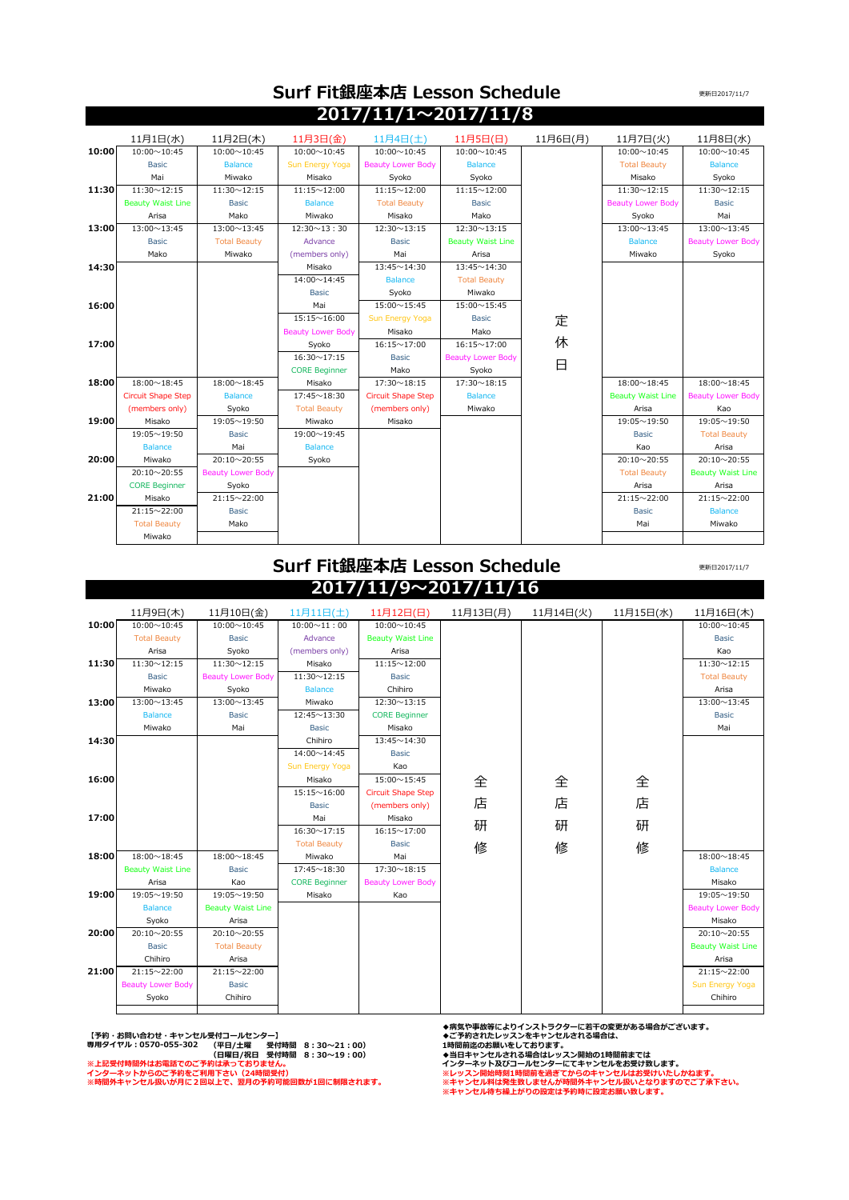# Surf Fit銀座本店 Lesson Schedule

更新日2017/11/7

## 2017/11/1～2017/11/8

| 11月1日(水) | 11月2日(木) | 11月3日(金) | 11月4日(土) | 11月5日(日) | 11月6日(月) | 11月7日(火) | 11月8日(水) |
|---|---|---|---|---|---|---|---|
| 10:00～10:45 Basic Mai | 10:00～10:45 Balance Miwako | 10:00～10:45 Sun Energy Yoga Misako | 10:00～10:45 Beauty Lower Body Syoko | 10:00～10:45 Balance Syoko | 定休日 | 10:00～10:45 Total Beauty Misako | 10:00～10:45 Balance Syoko |
| 11:30～12:15 Beauty Waist Line Arisa | 11:30～12:15 Basic Mako | 11:15～12:00 Balance Miwako | 11:15～12:00 Total Beauty Misako | 11:15～12:00 Basic Mako | | 11:30～12:15 Beauty Lower Body Syoko | 11:30～12:15 Basic Mai |
| 13:00～13:45 Basic Mako | 13:00～13:45 Total Beauty Miwako | 12:30～13：30 Advance (members only) Misako | 12:30～13:15 Basic Mai | 12:30～13:15 Beauty Waist Line Arisa | | 13:00～13:45 Balance Miwako | 13:00～13:45 Beauty Lower Body Syoko |
| | | 14:00～14:45 Basic Mai | 13:45～14:30 Balance Syoko | 13:45～14:30 Total Beauty Miwako | | | |
| | | 15:15～16:00 Beauty Lower Body Syoko | 15:00～15:45 Sun Energy Yoga Misako | 15:00～15:45 Basic Mako | | | |
| | | 16:30～17:15 CORE Beginner Misako | 16:15～17:00 Basic Mako | 16:15～17:00 Beauty Lower Body Syoko | | | |
| 18:00～18:45 Circuit Shape Step (members only) Misako | 18:00～18:45 Balance Syoko | 17:45～18:30 Total Beauty Miwako | 17:30～18:15 Circuit Shape Step (members only) Misako | 17:30～18:15 Balance Miwako | | 18:00～18:45 Beauty Waist Line Arisa | 18:00～18:45 Beauty Lower Body Kao |
| 19:05～19:50 Balance Miwako | 19:05～19:50 Basic Mai | 19:00～19:45 Balance Syoko | | | | 19:05～19:50 Basic Kao | 19:05～19:50 Total Beauty Arisa |
| 20:10～20:55 CORE Beginner Misako | 20:10～20:55 Beauty Lower Body Syoko | | | | | 20:10～20:55 Total Beauty Arisa | 20:10～20:55 Beauty Waist Line Arisa |
| 21:15～22:00 Total Beauty Miwako | 21:15～22:00 Basic Mako | | | | | 21:15～22:00 Basic Mai | 21:15～22:00 Balance Miwako |

# Surf Fit銀座本店 Lesson Schedule

更新日2017/11/7

## 2017/11/9～2017/11/16

| 11月9日(木) | 11月10日(金) | 11月11日(土) | 11月12日(日) | 11月13日(月) | 11月14日(火) | 11月15日(水) | 11月16日(木) |
|---|---|---|---|---|---|---|---|
| 10:00～10:45 Total Beauty Arisa | 10:00～10:45 Basic Syoko | 10:00～11：00 Advance (members only) Misako | 10:00～10:45 Beauty Waist Line Arisa | 全店研修 | 全店研修 | 全店研修 | 10:00～10:45 Basic Kao |
| 11:30～12:15 Basic Miwako | 11:30～12:15 Beauty Lower Body Syoko | 11:30～12:15 Balance Miwako | 11:15～12:00 Basic Chihiro | | | | 11:30～12:15 Total Beauty Arisa |
| 13:00～13:45 Balance Miwako | 13:00～13:45 Basic Mai | 12:45～13:30 Basic Chihiro | 12:30～13:15 CORE Beginner Misako | | | | 13:00～13:45 Basic Mai |
| | | 14:00～14:45 Sun Energy Yoga Misako | 13:45～14:30 Basic Kao | | | | |
| | | 15:15～16:00 Basic Mai | 15:00～15:45 Circuit Shape Step (members only) Misako | | | | |
| | | 16:30～17:15 Total Beauty Miwako | 16:15～17:00 Basic Mai | | | | |
| 18:00～18:45 Beauty Waist Line Arisa | 18:00～18:45 Basic Kao | 17:45～18:30 CORE Beginner Misako | 17:30～18:15 Beauty Lower Body Kao | | | | 18:00～18:45 Balance Misako |
| 19:05～19:50 Balance Syoko | 19:05～19:50 Beauty Waist Line Arisa | | | | | | 19:05～19:50 Beauty Lower Body Misako |
| 20:10～20:55 Basic Chihiro | 20:10～20:55 Total Beauty Arisa | | | | | | 20:10～20:55 Beauty Waist Line Arisa |
| 21:15～22:00 Beauty Lower Body Syoko | 21:15～22:00 Basic Chihiro | | | | | | 21:15～22:00 Sun Energy Yoga Chihiro |

**【予約・お問い合わせ・キャンセル受付コールセンター】**
**専用ダイヤル：0570-055-302　（平日/土曜　受付時間　8：30～21：00）**
**（日曜日/祝日　受付時間　8：30～19：00）**

※上記受付時間外はお電話でのご予約は承っておりません。
インターネットからのご予約をご利用下さい（24時間受付）
※時間外キャンセル扱いが月に２回以上で、翌月の予約可能回数が1回に制限されます。

◆病気や事故等によりインストラクターに若干の変更がある場合がございます。
◆ご予約されたレッスンをキャンセルされる場合は、
1時間前迄のお願いをしております。
◆当日キャンセルされる場合はレッスン開始の1時間前までは
インターネット及びコールセンターにてキャンセルをお受け致します。
※レッスン開始時刻1時間前を過ぎてからのキャンセルはお受けいたしかねます。
※キャンセル料は発生致しませんが時間外キャンセル扱いとなりますのでご了承下さい。
※キャンセル待ち繰上がりの設定は予約時に設定お願い致します。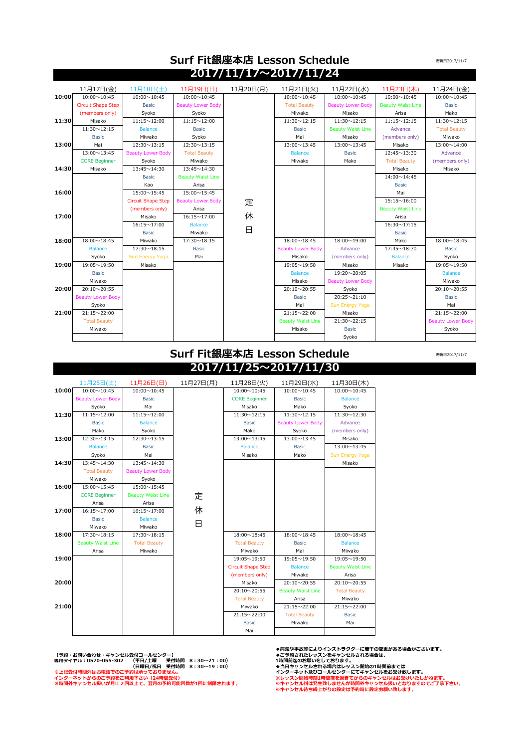# Surf Fit銀座本店 Lesson Schedule

更新日2017/11/7

## 2017/11/17〜2017/11/24

| | 11月17日(金) | 11月18日(土) | 11月19日(日) | 11月20日(月) | 11月21日(火) | 11月22日(水) | 11月23日(木) | 11月24日(金) |
|---|---|---|---|---|---|---|---|---|
| 10:00 | 10:00〜10:45 Circuit Shape Step (members only) Misako | 10:00〜10:45 Basic Syoko | 10:00〜10:45 Beauty Lower Body Syoko | 定休日 | 10:00〜10:45 Total Beauty Miwako | 10:00〜10:45 Beauty Lower Body Misako | 10:00〜10:45 Beauty Waist Line Arisa | 10:00〜10:45 Basic Mako |
| 11:30 | 11:30〜12:15 Basic Mai | 11:15〜12:00 Balance Miwako | 11:15〜12:00 Basic Syoko | | 11:30〜12:15 Basic Mai | 11:30〜12:15 Beauty Waist Line Misako | 11:15〜12:15 Advance (members only) Misako | 11:30〜12:15 Total Beauty Miwako |
| 13:00 | 13:00〜13:45 CORE Beginner Misako | 12:30〜13:15 Beauty Lower Body Syoko | 12:30〜13:15 Total Beauty Miwako | | 13:00〜13:45 Balance Miwako | 13:00〜13:45 Basic Mako | 12:45〜13:30 Total Beauty Misako | 13:00〜14:00 Advance (members only) Misako |
| 14:30 | | 13:45〜14:30 Basic Kao | 13:45〜14:30 Beauty Waist Line Arisa | | | | 14:00〜14:45 Basic Mai | |
| 16:00 | | 15:00〜15:45 Circuit Shape Step (members only) Misako | 15:00〜15:45 Beauty Lower Body Arisa | | | | 15:15〜16:00 Beauty Waist Line Arisa | |
| 17:00 | | 16:15〜17:00 Basic Miwako | 16:15〜17:00 Balance Miwako | | | | 16:30〜17:15 Basic Mako | |
| 18:00 | 18:00〜18:45 Balance Syoko | 17:30〜18:15 Sun Energy Yoga Misako | 17:30〜18:15 Basic Mai | | 18:00〜18:45 Beauty Lower Body Misako | 18:00〜19:00 Advance (members only) Misako | 17:45〜18:30 Balance Misako | 18:00〜18:45 Basic Syoko |
| 19:00 | 19:05〜19:50 Basic Miwako | | | | 19:05〜19:50 Balance Misako | 19:20〜20:05 Beauty Lower Body Syoko | | 19:05〜19:50 Balance Miwako |
| 20:00 | 20:10〜20:55 Beauty Lower Body Syoko | | | | 20:10〜20:55 Basic Mai | 20:25〜21:10 Sun Energy Yoga Misako | | 20:10〜20:55 Basic Mai |
| 21:00 | 21:15〜22:00 Total Beauty Miwako | | | | 21:15〜22:00 Beauty Waist Line Misako | 21:30〜22:15 Basic Syoko | | 21:15〜22:00 Beauty Lower Body Syoko |

# Surf Fit銀座本店 Lesson Schedule

更新日2017/11/7

## 2017/11/25〜2017/11/30

| | 11月25日(土) | 11月26日(日) | 11月27日(月) | 11月28日(火) | 11月29日(水) | 11月30日(木) |
|---|---|---|---|---|---|---|
| 10:00 | 10:00〜10:45 Beauty Lower Body Syoko | 10:00〜10:45 Basic Mai | 定休日 | 10:00〜10:45 CORE Beginner Misako | 10:00〜10:45 Basic Mako | 10:00〜10:45 Balance Syoko |
| 11:30 | 11:15〜12:00 Basic Mako | 11:15〜12:00 Balance Syoko | | 11:30〜12:15 Basic Mako | 11:30〜12:15 Beauty Lower Body Syoko | 11:30〜12:30 Advance (members only) Misako |
| 13:00 | 12:30〜13:15 Balance Syoko | 12:30〜13:15 Basic Mai | | 13:00〜13:45 Balance Misako | 13:00〜13:45 Basic Mako | 13:00〜13:45 Sun Energy Yoga Misako |
| 14:30 | 13:45〜14:30 Total Beauty Miwako | 13:45〜14:30 Beauty Lower Body Syoko | | | | |
| 16:00 | 15:00〜15:45 CORE Beginner Arisa | 15:00〜15:45 Beauty Waist Line Arisa | | | | |
| 17:00 | 16:15〜17:00 Basic Miwako | 16:15〜17:00 Balance Miwako | | | | |
| 18:00 | 17:30〜18:15 Beauty Waist Line Arisa | 17:30〜18:15 Total Beauty Miwako | | 18:00〜18:45 Total Beauty Miwako | 18:00〜18:45 Basic Mai | 18:00〜18:45 Balance Miwako |
| 19:00 | | | | 19:05〜19:50 Circuit Shape Step (members only) Misako | 19:05〜19:50 Balance Miwako | 19:05〜19:50 Beauty Waist Line Arisa |
| 20:00 | | | | 20:10〜20:55 Total Beauty Miwako | 20:10〜20:55 Beauty Waist Line Arisa | 20:10〜20:55 Total Beauty Miwako |
| 21:00 | | | | 21:15〜22:00 Basic Mai | 21:15〜22:00 Total Beauty Miwako | 21:15〜22:00 Basic Mai |

**【予約・お問い合わせ・キャンセル受付コールセンター】**
**専用ダイヤル：0570-055-302　（平日/土曜　受付時間　8：30〜21：00）**
**（日曜日/祝日　受付時間　8：30〜19：00）**
**※上記受付時間外はお電話でのご予約は承っておりません。**
**インターネットからのご予約をご利用下さい（24時間受付）**
**※時間外キャンセル扱いが月に２回以上で、翌月の予約可能回数が1回に制限されます。**

**◆病気や事故等によりインストラクターに若干の変更がある場合がございます。**
**◆ご予約されたレッスンをキャンセルされる場合は、**
**1時間前迄のお願いをしております。**
**◆当日キャンセルされる場合はレッスン開始の1時間前までは**
**インターネット及びコールセンターにてキャンセルをお受け致します。**
**※レッスン開始時刻1時間前を過ぎてからのキャンセルはお受けいたしかねます。**
**※キャンセル料は発生致しませんが時間外キャンセル扱いとなりますのでご了承下さい。**
**※キャンセル待ち繰上がりの設定は予約時に設定お願い致します。**